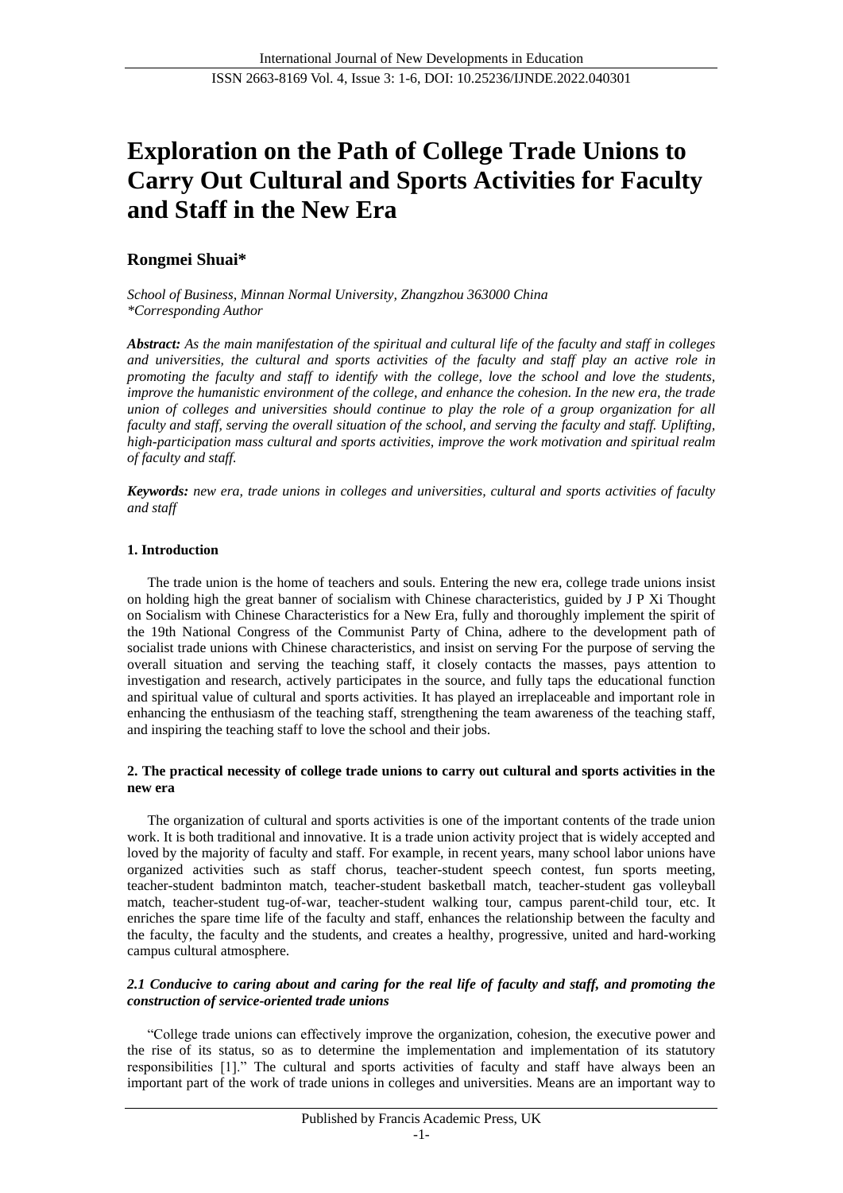# Exploration on the Path of College Trade Unions to Carry Out Cultural and Sports Activities for Faculty and Staff in the New Era

**Rongmei Shuai***

*School of Business, Minnan Normal University, Zhangzhou 363000 China*
*\*Corresponding Author*

***Abstract:*** *As the main manifestation of the spiritual and cultural life of the faculty and staff in colleges and universities, the cultural and sports activities of the faculty and staff play an active role in promoting the faculty and staff to identify with the college, love the school and love the students, improve the humanistic environment of the college, and enhance the cohesion. In the new era, the trade union of colleges and universities should continue to play the role of a group organization for all faculty and staff, serving the overall situation of the school, and serving the faculty and staff. Uplifting, high-participation mass cultural and sports activities, improve the work motivation and spiritual realm of faculty and staff.*

***Keywords:*** *new era, trade unions in colleges and universities, cultural and sports activities of faculty and staff*

## 1. Introduction

The trade union is the home of teachers and souls. Entering the new era, college trade unions insist on holding high the great banner of socialism with Chinese characteristics, guided by J P Xi Thought on Socialism with Chinese Characteristics for a New Era, fully and thoroughly implement the spirit of the 19th National Congress of the Communist Party of China, adhere to the development path of socialist trade unions with Chinese characteristics, and insist on serving For the purpose of serving the overall situation and serving the teaching staff, it closely contacts the masses, pays attention to investigation and research, actively participates in the source, and fully taps the educational function and spiritual value of cultural and sports activities. It has played an irreplaceable and important role in enhancing the enthusiasm of the teaching staff, strengthening the team awareness of the teaching staff, and inspiring the teaching staff to love the school and their jobs.

## 2. The practical necessity of college trade unions to carry out cultural and sports activities in the new era

The organization of cultural and sports activities is one of the important contents of the trade union work. It is both traditional and innovative. It is a trade union activity project that is widely accepted and loved by the majority of faculty and staff. For example, in recent years, many school labor unions have organized activities such as staff chorus, teacher-student speech contest, fun sports meeting, teacher-student badminton match, teacher-student basketball match, teacher-student gas volleyball match, teacher-student tug-of-war, teacher-student walking tour, campus parent-child tour, etc. It enriches the spare time life of the faculty and staff, enhances the relationship between the faculty and the faculty, the faculty and the students, and creates a healthy, progressive, united and hard-working campus cultural atmosphere.

### *2.1 Conducive to caring about and caring for the real life of faculty and staff, and promoting the construction of service-oriented trade unions*

"College trade unions can effectively improve the organization, cohesion, the executive power and the rise of its status, so as to determine the implementation and implementation of its statutory responsibilities [1]." The cultural and sports activities of faculty and staff have always been an important part of the work of trade unions in colleges and universities. Means are an important way to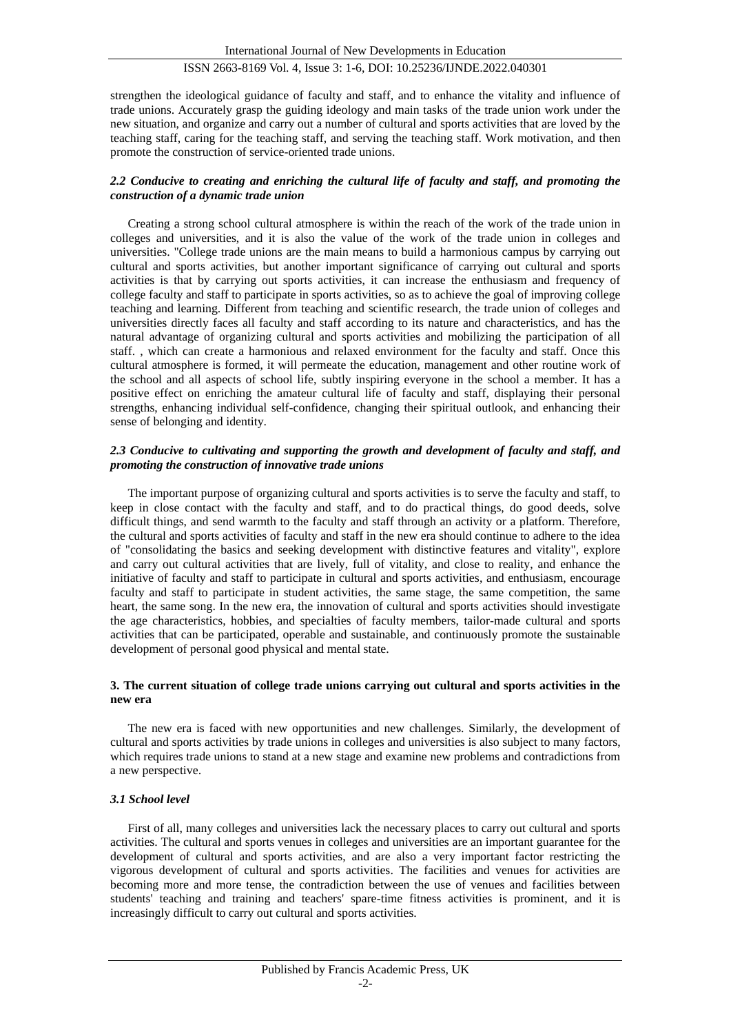strengthen the ideological guidance of faculty and staff, and to enhance the vitality and influence of trade unions. Accurately grasp the guiding ideology and main tasks of the trade union work under the new situation, and organize and carry out a number of cultural and sports activities that are loved by the teaching staff, caring for the teaching staff, and serving the teaching staff. Work motivation, and then promote the construction of service-oriented trade unions.

### *2.2 Conducive to creating and enriching the cultural life of faculty and staff, and promoting the construction of a dynamic trade union*

Creating a strong school cultural atmosphere is within the reach of the work of the trade union in colleges and universities, and it is also the value of the work of the trade union in colleges and universities. "College trade unions are the main means to build a harmonious campus by carrying out cultural and sports activities, but another important significance of carrying out cultural and sports activities is that by carrying out sports activities, it can increase the enthusiasm and frequency of college faculty and staff to participate in sports activities, so as to achieve the goal of improving college teaching and learning. Different from teaching and scientific research, the trade union of colleges and universities directly faces all faculty and staff according to its nature and characteristics, and has the natural advantage of organizing cultural and sports activities and mobilizing the participation of all staff. , which can create a harmonious and relaxed environment for the faculty and staff. Once this cultural atmosphere is formed, it will permeate the education, management and other routine work of the school and all aspects of school life, subtly inspiring everyone in the school a member. It has a positive effect on enriching the amateur cultural life of faculty and staff, displaying their personal strengths, enhancing individual self-confidence, changing their spiritual outlook, and enhancing their sense of belonging and identity.

### *2.3 Conducive to cultivating and supporting the growth and development of faculty and staff, and promoting the construction of innovative trade unions*

The important purpose of organizing cultural and sports activities is to serve the faculty and staff, to keep in close contact with the faculty and staff, and to do practical things, do good deeds, solve difficult things, and send warmth to the faculty and staff through an activity or a platform. Therefore, the cultural and sports activities of faculty and staff in the new era should continue to adhere to the idea of "consolidating the basics and seeking development with distinctive features and vitality", explore and carry out cultural activities that are lively, full of vitality, and close to reality, and enhance the initiative of faculty and staff to participate in cultural and sports activities, and enthusiasm, encourage faculty and staff to participate in student activities, the same stage, the same competition, the same heart, the same song. In the new era, the innovation of cultural and sports activities should investigate the age characteristics, hobbies, and specialties of faculty members, tailor-made cultural and sports activities that can be participated, operable and sustainable, and continuously promote the sustainable development of personal good physical and mental state.

## **3. The current situation of college trade unions carrying out cultural and sports activities in the new era**

The new era is faced with new opportunities and new challenges. Similarly, the development of cultural and sports activities by trade unions in colleges and universities is also subject to many factors, which requires trade unions to stand at a new stage and examine new problems and contradictions from a new perspective.

### *3.1 School level*

First of all, many colleges and universities lack the necessary places to carry out cultural and sports activities. The cultural and sports venues in colleges and universities are an important guarantee for the development of cultural and sports activities, and are also a very important factor restricting the vigorous development of cultural and sports activities. The facilities and venues for activities are becoming more and more tense, the contradiction between the use of venues and facilities between students' teaching and training and teachers' spare-time fitness activities is prominent, and it is increasingly difficult to carry out cultural and sports activities.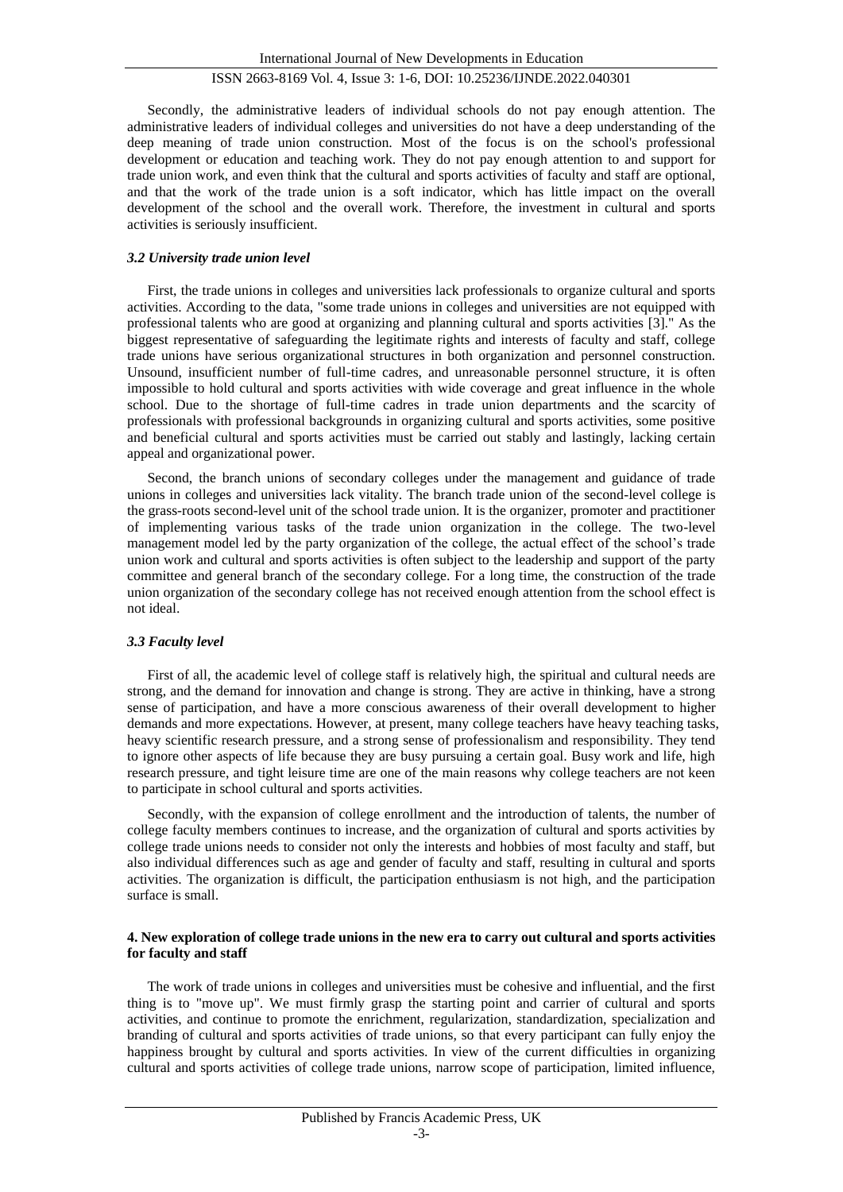Secondly, the administrative leaders of individual schools do not pay enough attention. The administrative leaders of individual colleges and universities do not have a deep understanding of the deep meaning of trade union construction. Most of the focus is on the school's professional development or education and teaching work. They do not pay enough attention to and support for trade union work, and even think that the cultural and sports activities of faculty and staff are optional, and that the work of the trade union is a soft indicator, which has little impact on the overall development of the school and the overall work. Therefore, the investment in cultural and sports activities is seriously insufficient.

### *3.2 University trade union level*

First, the trade unions in colleges and universities lack professionals to organize cultural and sports activities. According to the data, "some trade unions in colleges and universities are not equipped with professional talents who are good at organizing and planning cultural and sports activities [3]." As the biggest representative of safeguarding the legitimate rights and interests of faculty and staff, college trade unions have serious organizational structures in both organization and personnel construction. Unsound, insufficient number of full-time cadres, and unreasonable personnel structure, it is often impossible to hold cultural and sports activities with wide coverage and great influence in the whole school. Due to the shortage of full-time cadres in trade union departments and the scarcity of professionals with professional backgrounds in organizing cultural and sports activities, some positive and beneficial cultural and sports activities must be carried out stably and lastingly, lacking certain appeal and organizational power.

Second, the branch unions of secondary colleges under the management and guidance of trade unions in colleges and universities lack vitality. The branch trade union of the second-level college is the grass-roots second-level unit of the school trade union. It is the organizer, promoter and practitioner of implementing various tasks of the trade union organization in the college. The two-level management model led by the party organization of the college, the actual effect of the school's trade union work and cultural and sports activities is often subject to the leadership and support of the party committee and general branch of the secondary college. For a long time, the construction of the trade union organization of the secondary college has not received enough attention from the school effect is not ideal.

### *3.3 Faculty level*

First of all, the academic level of college staff is relatively high, the spiritual and cultural needs are strong, and the demand for innovation and change is strong. They are active in thinking, have a strong sense of participation, and have a more conscious awareness of their overall development to higher demands and more expectations. However, at present, many college teachers have heavy teaching tasks, heavy scientific research pressure, and a strong sense of professionalism and responsibility. They tend to ignore other aspects of life because they are busy pursuing a certain goal. Busy work and life, high research pressure, and tight leisure time are one of the main reasons why college teachers are not keen to participate in school cultural and sports activities.

Secondly, with the expansion of college enrollment and the introduction of talents, the number of college faculty members continues to increase, and the organization of cultural and sports activities by college trade unions needs to consider not only the interests and hobbies of most faculty and staff, but also individual differences such as age and gender of faculty and staff, resulting in cultural and sports activities. The organization is difficult, the participation enthusiasm is not high, and the participation surface is small.

## **4. New exploration of college trade unions in the new era to carry out cultural and sports activities for faculty and staff**

The work of trade unions in colleges and universities must be cohesive and influential, and the first thing is to "move up". We must firmly grasp the starting point and carrier of cultural and sports activities, and continue to promote the enrichment, regularization, standardization, specialization and branding of cultural and sports activities of trade unions, so that every participant can fully enjoy the happiness brought by cultural and sports activities. In view of the current difficulties in organizing cultural and sports activities of college trade unions, narrow scope of participation, limited influence,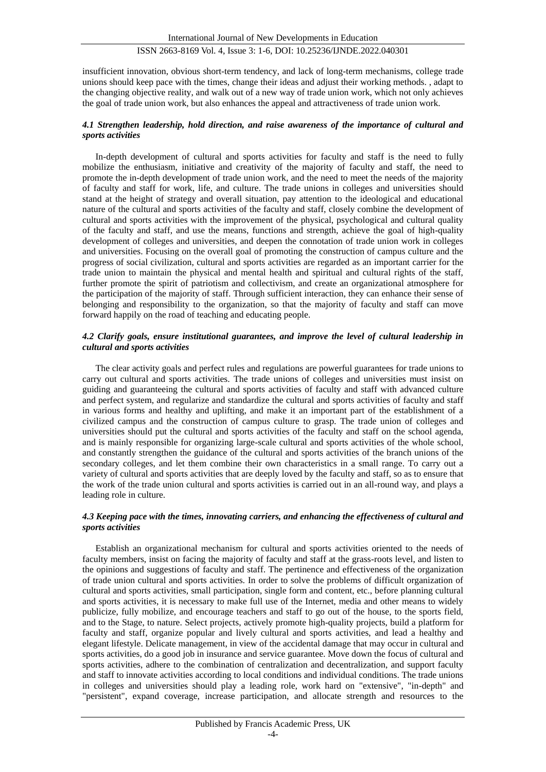insufficient innovation, obvious short-term tendency, and lack of long-term mechanisms, college trade unions should keep pace with the times, change their ideas and adjust their working methods. , adapt to the changing objective reality, and walk out of a new way of trade union work, which not only achieves the goal of trade union work, but also enhances the appeal and attractiveness of trade union work.

### *4.1 Strengthen leadership, hold direction, and raise awareness of the importance of cultural and sports activities*

In-depth development of cultural and sports activities for faculty and staff is the need to fully mobilize the enthusiasm, initiative and creativity of the majority of faculty and staff, the need to promote the in-depth development of trade union work, and the need to meet the needs of the majority of faculty and staff for work, life, and culture. The trade unions in colleges and universities should stand at the height of strategy and overall situation, pay attention to the ideological and educational nature of the cultural and sports activities of the faculty and staff, closely combine the development of cultural and sports activities with the improvement of the physical, psychological and cultural quality of the faculty and staff, and use the means, functions and strength, achieve the goal of high-quality development of colleges and universities, and deepen the connotation of trade union work in colleges and universities. Focusing on the overall goal of promoting the construction of campus culture and the progress of social civilization, cultural and sports activities are regarded as an important carrier for the trade union to maintain the physical and mental health and spiritual and cultural rights of the staff, further promote the spirit of patriotism and collectivism, and create an organizational atmosphere for the participation of the majority of staff. Through sufficient interaction, they can enhance their sense of belonging and responsibility to the organization, so that the majority of faculty and staff can move forward happily on the road of teaching and educating people.

### *4.2 Clarify goals, ensure institutional guarantees, and improve the level of cultural leadership in cultural and sports activities*

The clear activity goals and perfect rules and regulations are powerful guarantees for trade unions to carry out cultural and sports activities. The trade unions of colleges and universities must insist on guiding and guaranteeing the cultural and sports activities of faculty and staff with advanced culture and perfect system, and regularize and standardize the cultural and sports activities of faculty and staff in various forms and healthy and uplifting, and make it an important part of the establishment of a civilized campus and the construction of campus culture to grasp. The trade union of colleges and universities should put the cultural and sports activities of the faculty and staff on the school agenda, and is mainly responsible for organizing large-scale cultural and sports activities of the whole school, and constantly strengthen the guidance of the cultural and sports activities of the branch unions of the secondary colleges, and let them combine their own characteristics in a small range. To carry out a variety of cultural and sports activities that are deeply loved by the faculty and staff, so as to ensure that the work of the trade union cultural and sports activities is carried out in an all-round way, and plays a leading role in culture.

### *4.3 Keeping pace with the times, innovating carriers, and enhancing the effectiveness of cultural and sports activities*

Establish an organizational mechanism for cultural and sports activities oriented to the needs of faculty members, insist on facing the majority of faculty and staff at the grass-roots level, and listen to the opinions and suggestions of faculty and staff. The pertinence and effectiveness of the organization of trade union cultural and sports activities. In order to solve the problems of difficult organization of cultural and sports activities, small participation, single form and content, etc., before planning cultural and sports activities, it is necessary to make full use of the Internet, media and other means to widely publicize, fully mobilize, and encourage teachers and staff to go out of the house, to the sports field, and to the Stage, to nature. Select projects, actively promote high-quality projects, build a platform for faculty and staff, organize popular and lively cultural and sports activities, and lead a healthy and elegant lifestyle. Delicate management, in view of the accidental damage that may occur in cultural and sports activities, do a good job in insurance and service guarantee. Move down the focus of cultural and sports activities, adhere to the combination of centralization and decentralization, and support faculty and staff to innovate activities according to local conditions and individual conditions. The trade unions in colleges and universities should play a leading role, work hard on "extensive", "in-depth" and "persistent", expand coverage, increase participation, and allocate strength and resources to the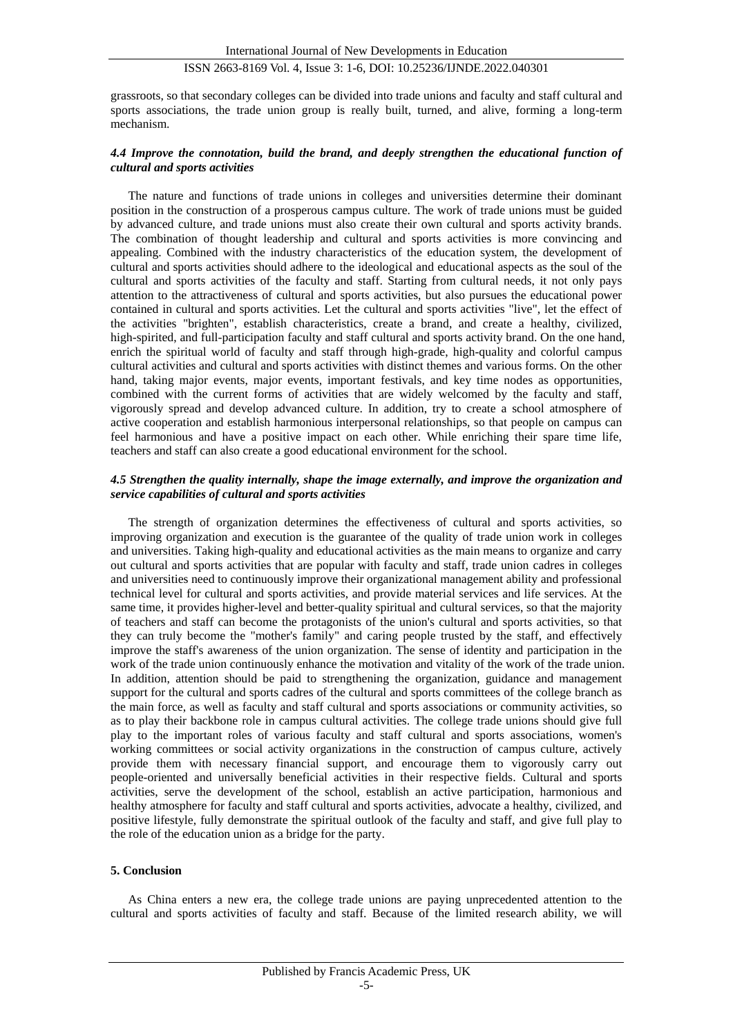grassroots, so that secondary colleges can be divided into trade unions and faculty and staff cultural and sports associations, the trade union group is really built, turned, and alive, forming a long-term mechanism.

### *4.4 Improve the connotation, build the brand, and deeply strengthen the educational function of cultural and sports activities*

The nature and functions of trade unions in colleges and universities determine their dominant position in the construction of a prosperous campus culture. The work of trade unions must be guided by advanced culture, and trade unions must also create their own cultural and sports activity brands. The combination of thought leadership and cultural and sports activities is more convincing and appealing. Combined with the industry characteristics of the education system, the development of cultural and sports activities should adhere to the ideological and educational aspects as the soul of the cultural and sports activities of the faculty and staff. Starting from cultural needs, it not only pays attention to the attractiveness of cultural and sports activities, but also pursues the educational power contained in cultural and sports activities. Let the cultural and sports activities "live", let the effect of the activities "brighten", establish characteristics, create a brand, and create a healthy, civilized, high-spirited, and full-participation faculty and staff cultural and sports activity brand. On the one hand, enrich the spiritual world of faculty and staff through high-grade, high-quality and colorful campus cultural activities and cultural and sports activities with distinct themes and various forms. On the other hand, taking major events, major events, important festivals, and key time nodes as opportunities, combined with the current forms of activities that are widely welcomed by the faculty and staff, vigorously spread and develop advanced culture. In addition, try to create a school atmosphere of active cooperation and establish harmonious interpersonal relationships, so that people on campus can feel harmonious and have a positive impact on each other. While enriching their spare time life, teachers and staff can also create a good educational environment for the school.

### *4.5 Strengthen the quality internally, shape the image externally, and improve the organization and service capabilities of cultural and sports activities*

The strength of organization determines the effectiveness of cultural and sports activities, so improving organization and execution is the guarantee of the quality of trade union work in colleges and universities. Taking high-quality and educational activities as the main means to organize and carry out cultural and sports activities that are popular with faculty and staff, trade union cadres in colleges and universities need to continuously improve their organizational management ability and professional technical level for cultural and sports activities, and provide material services and life services. At the same time, it provides higher-level and better-quality spiritual and cultural services, so that the majority of teachers and staff can become the protagonists of the union's cultural and sports activities, so that they can truly become the "mother's family" and caring people trusted by the staff, and effectively improve the staff's awareness of the union organization. The sense of identity and participation in the work of the trade union continuously enhance the motivation and vitality of the work of the trade union. In addition, attention should be paid to strengthening the organization, guidance and management support for the cultural and sports cadres of the cultural and sports committees of the college branch as the main force, as well as faculty and staff cultural and sports associations or community activities, so as to play their backbone role in campus cultural activities. The college trade unions should give full play to the important roles of various faculty and staff cultural and sports associations, women's working committees or social activity organizations in the construction of campus culture, actively provide them with necessary financial support, and encourage them to vigorously carry out people-oriented and universally beneficial activities in their respective fields. Cultural and sports activities, serve the development of the school, establish an active participation, harmonious and healthy atmosphere for faculty and staff cultural and sports activities, advocate a healthy, civilized, and positive lifestyle, fully demonstrate the spiritual outlook of the faculty and staff, and give full play to the role of the education union as a bridge for the party.

## 5. Conclusion

As China enters a new era, the college trade unions are paying unprecedented attention to the cultural and sports activities of faculty and staff. Because of the limited research ability, we will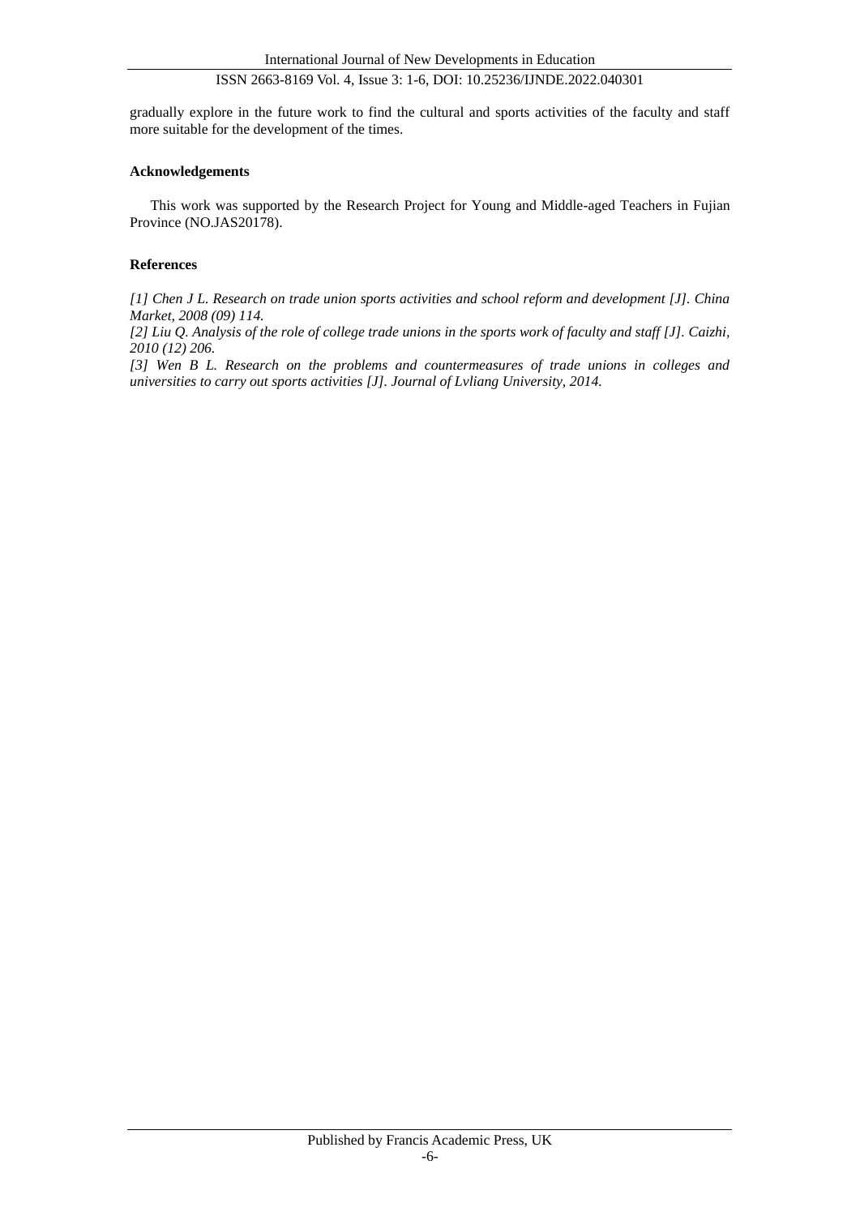gradually explore in the future work to find the cultural and sports activities of the faculty and staff more suitable for the development of the times.

## Acknowledgements

This work was supported by the Research Project for Young and Middle-aged Teachers in Fujian Province (NO.JAS20178).

## References

*[1] Chen J L. Research on trade union sports activities and school reform and development [J]. China Market, 2008 (09) 114.*

*[2] Liu Q. Analysis of the role of college trade unions in the sports work of faculty and staff [J]. Caizhi, 2010 (12) 206.*

*[3] Wen B L. Research on the problems and countermeasures of trade unions in colleges and universities to carry out sports activities [J]. Journal of Lvliang University, 2014.*